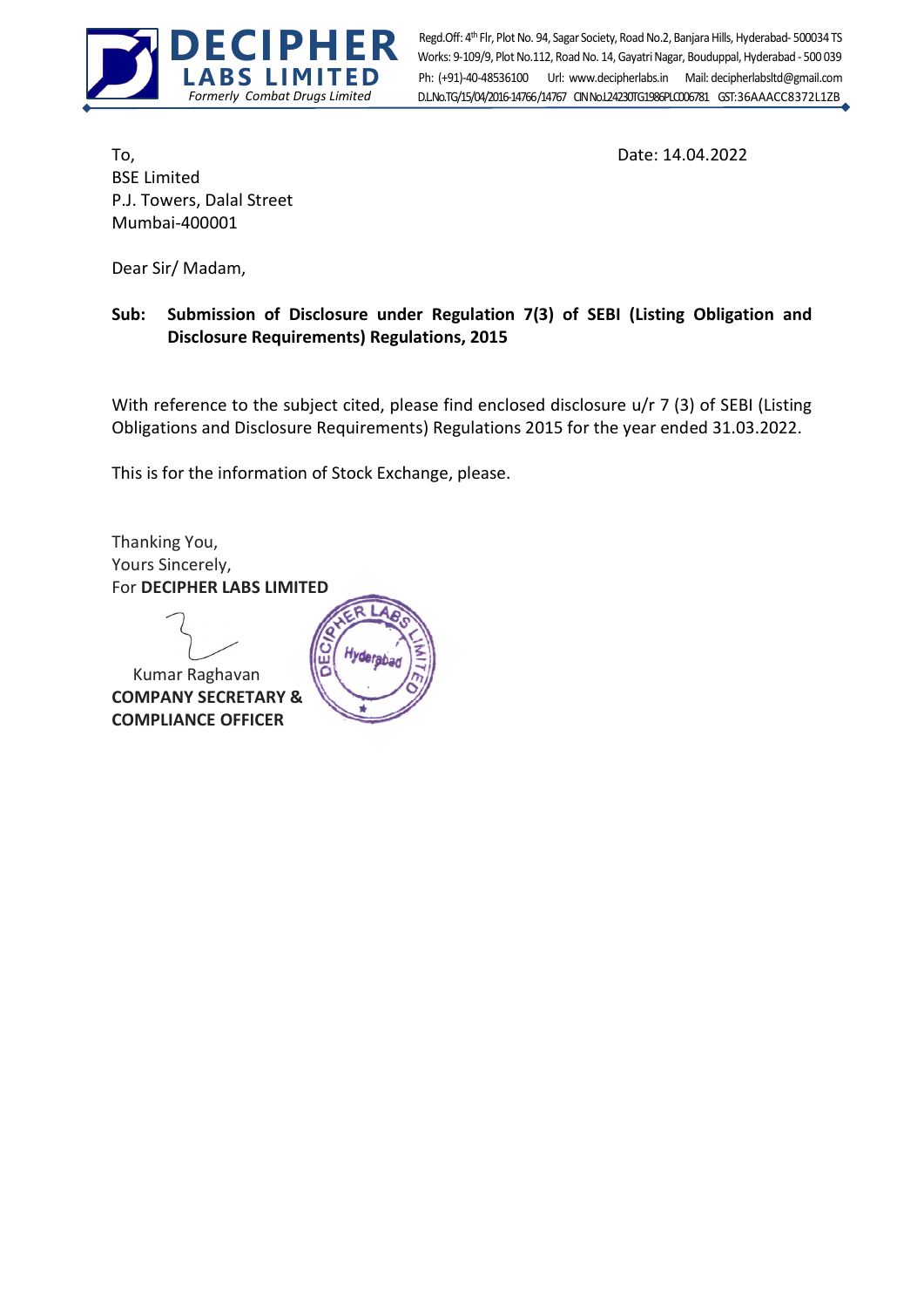**DECIPHER LABS LIMITED**
*Formerly Combat Drugs Limited*

Regd.Off: 4th Flr, Plot No. 94, Sagar Society, Road No.2, Banjara Hills, Hyderabad- 500034 TS
Works: 9-109/9, Plot No.112, Road No. 14, Gayatri Nagar, Bouduppal, Hyderabad - 500 039
Ph: (+91)-40-48536100 Url: www.decipherlabs.in Mail: decipherlabsltd@gmail.com
D.L.No.TG/15/04/2016-14766/14767 CIN No.L24230TG1986PLC006781 GST:36AAACC8372L1ZB

To,
BSE Limited
P.J. Towers, Dalal Street
Mumbai-400001

Date: 14.04.2022

Dear Sir/ Madam,

**Sub: Submission of Disclosure under Regulation 7(3) of SEBI (Listing Obligation and Disclosure Requirements) Regulations, 2015**

With reference to the subject cited, please find enclosed disclosure u/r 7 (3) of SEBI (Listing Obligations and Disclosure Requirements) Regulations 2015 for the year ended 31.03.2022.

This is for the information of Stock Exchange, please.

Thanking You,
Yours Sincerely,
For **DECIPHER LABS LIMITED**

Kumar Raghavan
**COMPANY SECRETARY & COMPLIANCE OFFICER**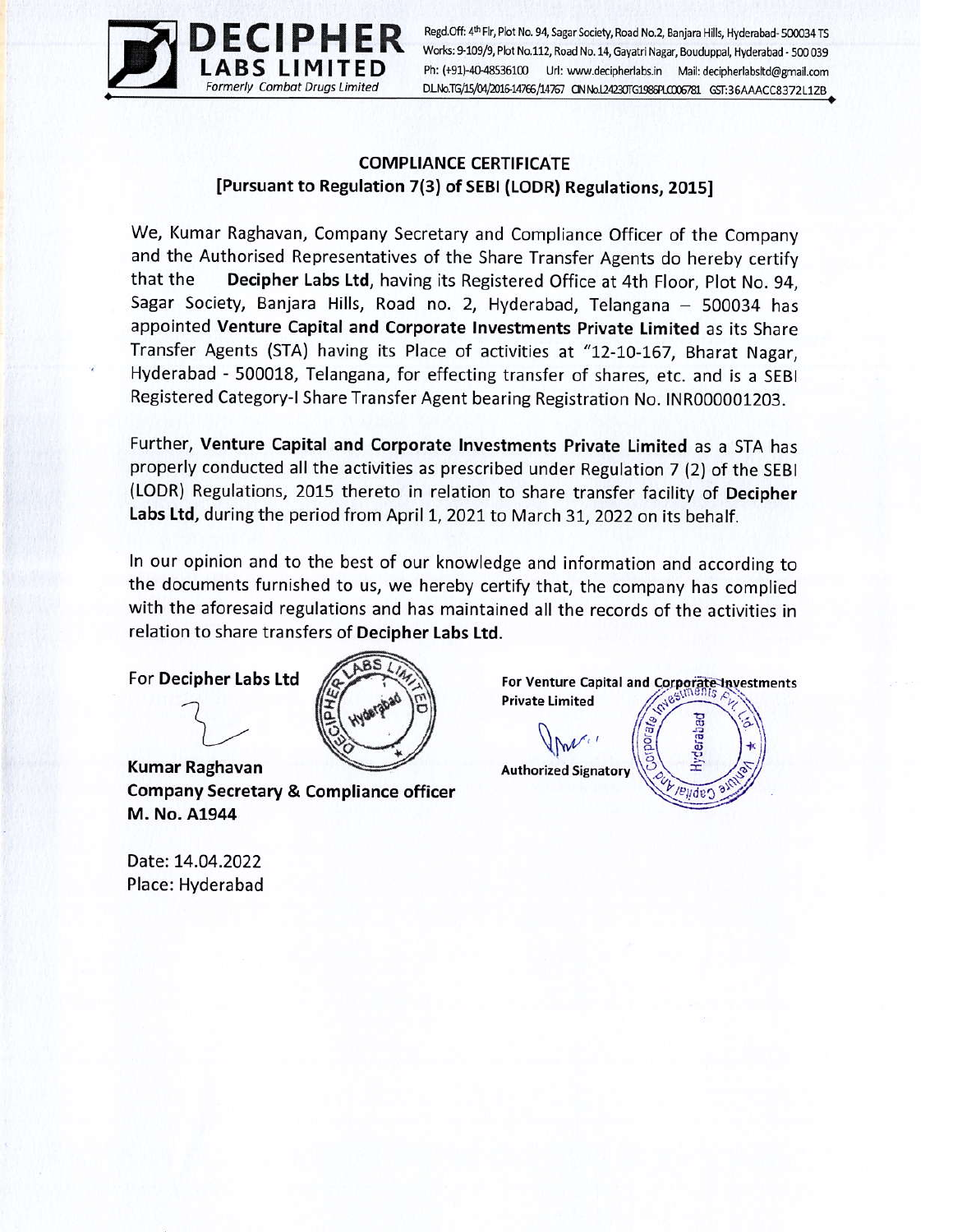**DECIPHER LABS LIMITED**
*Formerly Combat Drugs Limited*

Regd.Off: 4th Flr, Plot No. 94, Sagar Society, Road No.2, Banjara Hills, Hyderabad- 500034 TS
Works: 9-109/9, Plot No.112, Road No. 14, Gayatri Nagar, Bouduppal, Hyderabad - 500 039
Ph: (+91)-40-48536100 Url: www.decipherlabs.in Mail: decipherlabsltd@gmail.com
DL.No.TG/15/04/2016-14766/14767 CIN No.L24230TG1986PLC006781 GST:36AAACC8372L1ZB

## COMPLIANCE CERTIFICATE
## [Pursuant to Regulation 7(3) of SEBI (LODR) Regulations, 2015]

We, Kumar Raghavan, Company Secretary and Compliance Officer of the Company and the Authorised Representatives of the Share Transfer Agents do hereby certify that the **Decipher Labs Ltd**, having its Registered Office at 4th Floor, Plot No. 94, Sagar Society, Banjara Hills, Road no. 2, Hyderabad, Telangana – 500034 has appointed **Venture Capital and Corporate Investments Private Limited** as its Share Transfer Agents (STA) having its Place of activities at "12-10-167, Bharat Nagar, Hyderabad - 500018, Telangana, for effecting transfer of shares, etc. and is a SEBI Registered Category-I Share Transfer Agent bearing Registration No. INR000001203.

Further, **Venture Capital and Corporate Investments Private Limited** as a STA has properly conducted all the activities as prescribed under Regulation 7 (2) of the SEBI (LODR) Regulations, 2015 thereto in relation to share transfer facility of **Decipher Labs Ltd,** during the period from April 1, 2021 to March 31, 2022 on its behalf.

In our opinion and to the best of our knowledge and information and according to the documents furnished to us, we hereby certify that, the company has complied with the aforesaid regulations and has maintained all the records of the activities in relation to share transfers of **Decipher Labs Ltd**.

For **Decipher Labs Ltd**

**Kumar Raghavan**
**Company Secretary & Compliance officer**
**M. No. A1944**

For **Venture Capital and Corporate Investments Private Limited**

**Authorized Signatory**

Date: 14.04.2022
Place: Hyderabad